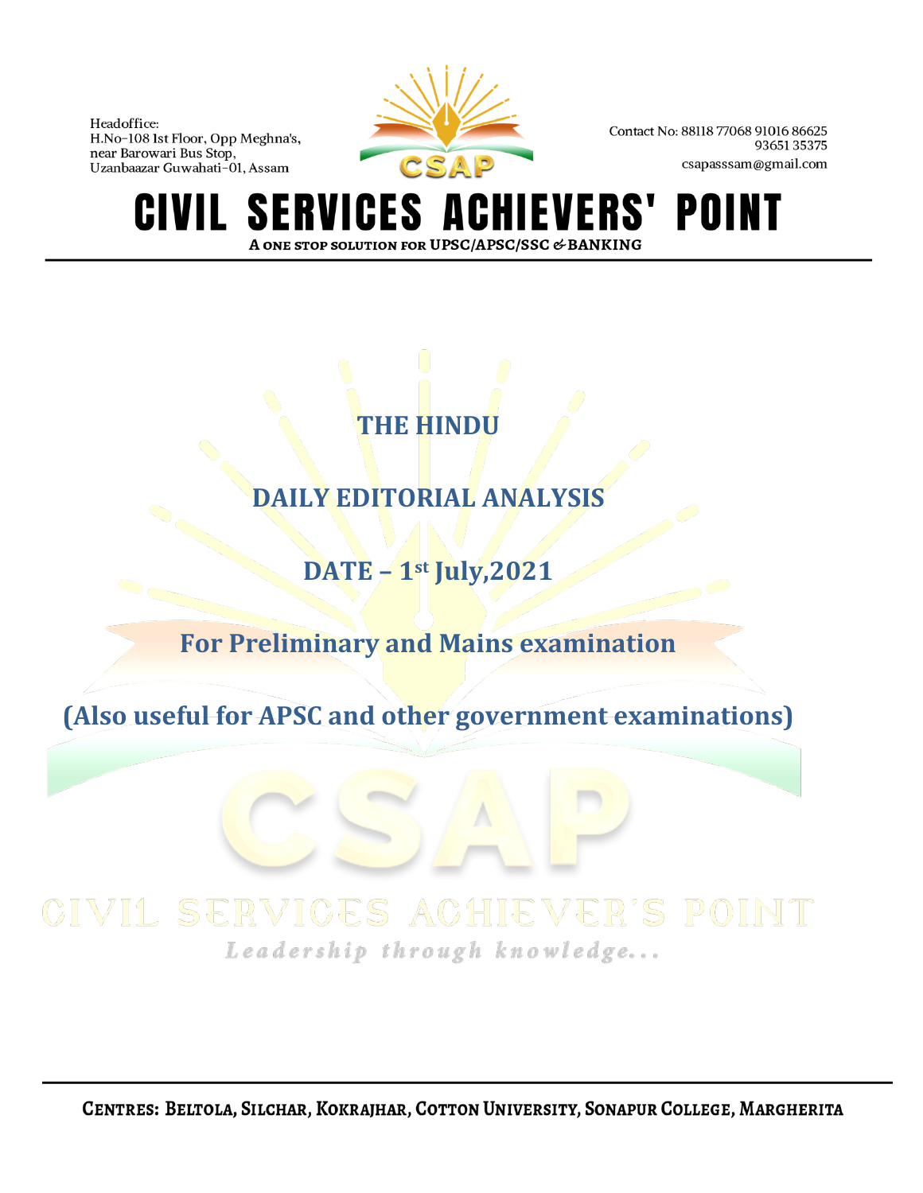Headoffice:
H.No-108 1st Floor, Opp Meghna's,
near Barowari Bus Stop,
Uzanbaazar Guwahati-01, Assam

Contact No: 88118 77068 91016 86625
93651 35375
csapasssam@gmail.com

# CIVIL SERVICES ACHIEVERS' POINT

**A ONE STOP SOLUTION FOR UPSC/APSC/SSC & BANKING**

## THE HINDU

## DAILY EDITORIAL ANALYSIS

## DATE – 1st July,2021

## For Preliminary and Mains examination

## (Also useful for APSC and other government examinations)

**CENTRES: BELTOLA, SILCHAR, KOKRAJHAR, COTTON UNIVERSITY, SONAPUR COLLEGE, MARGHERITA**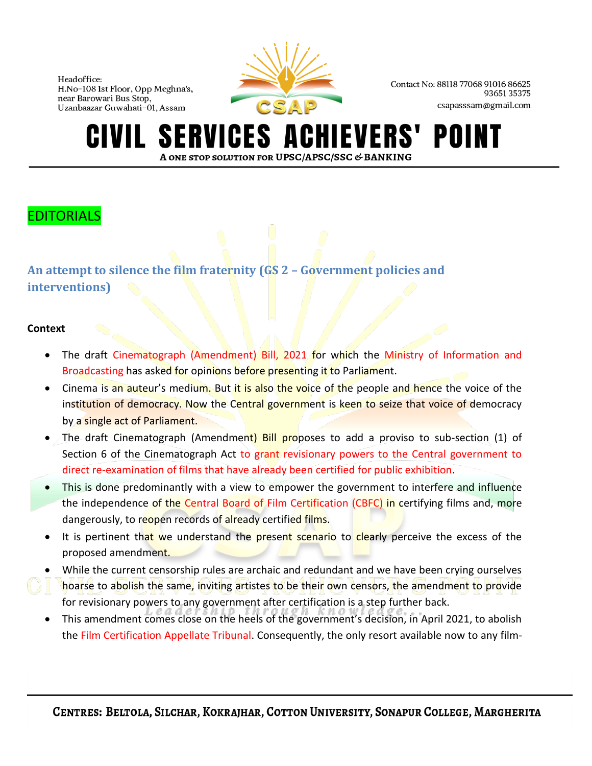EDITORIALS

## An attempt to silence the film fraternity (GS 2 – Government policies and interventions)

**Context**

- The draft Cinematograph (Amendment) Bill, 2021 for which the Ministry of Information and Broadcasting has asked for opinions before presenting it to Parliament.
- Cinema is an auteur's medium. But it is also the voice of the people and hence the voice of the institution of democracy. Now the Central government is keen to seize that voice of democracy by a single act of Parliament.
- The draft Cinematograph (Amendment) Bill proposes to add a proviso to sub-section (1) of Section 6 of the Cinematograph Act to grant revisionary powers to the Central government to direct re-examination of films that have already been certified for public exhibition.
- This is done predominantly with a view to empower the government to interfere and influence the independence of the Central Board of Film Certification (CBFC) in certifying films and, more dangerously, to reopen records of already certified films.
- It is pertinent that we understand the present scenario to clearly perceive the excess of the proposed amendment.
- While the current censorship rules are archaic and redundant and we have been crying ourselves hoarse to abolish the same, inviting artistes to be their own censors, the amendment to provide for revisionary powers to any government after certification is a step further back.
- This amendment comes close on the heels of the government's decision, in April 2021, to abolish the Film Certification Appellate Tribunal. Consequently, the only resort available now to any film-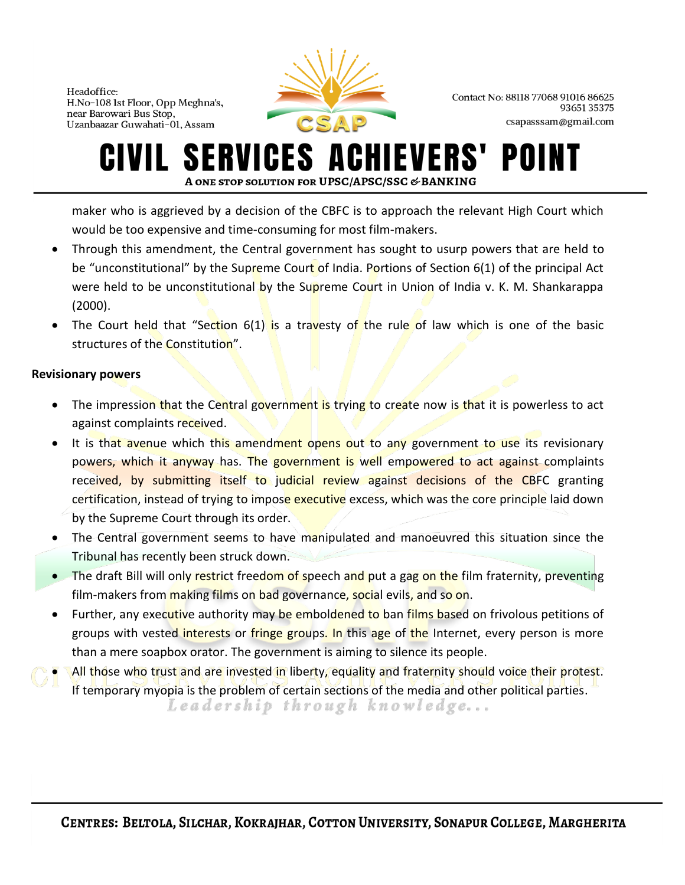maker who is aggrieved by a decision of the CBFC is to approach the relevant High Court which would be too expensive and time-consuming for most film-makers.

- Through this amendment, the Central government has sought to usurp powers that are held to be "unconstitutional" by the Supreme Court of India. Portions of Section 6(1) of the principal Act were held to be unconstitutional by the Supreme Court in Union of India v. K. M. Shankarappa (2000).
- The Court held that "Section 6(1) is a travesty of the rule of law which is one of the basic structures of the Constitution".

**Revisionary powers**

- The impression that the Central government is trying to create now is that it is powerless to act against complaints received.
- It is that avenue which this amendment opens out to any government to use its revisionary powers, which it anyway has. The government is well empowered to act against complaints received, by submitting itself to judicial review against decisions of the CBFC granting certification, instead of trying to impose executive excess, which was the core principle laid down by the Supreme Court through its order.
- The Central government seems to have manipulated and manoeuvred this situation since the Tribunal has recently been struck down.
- The draft Bill will only restrict freedom of speech and put a gag on the film fraternity, preventing film-makers from making films on bad governance, social evils, and so on.
- Further, any executive authority may be emboldened to ban films based on frivolous petitions of groups with vested interests or fringe groups. In this age of the Internet, every person is more than a mere soapbox orator. The government is aiming to silence its people.
- All those who trust and are invested in liberty, equality and fraternity should voice their protest. If temporary myopia is the problem of certain sections of the media and other political parties.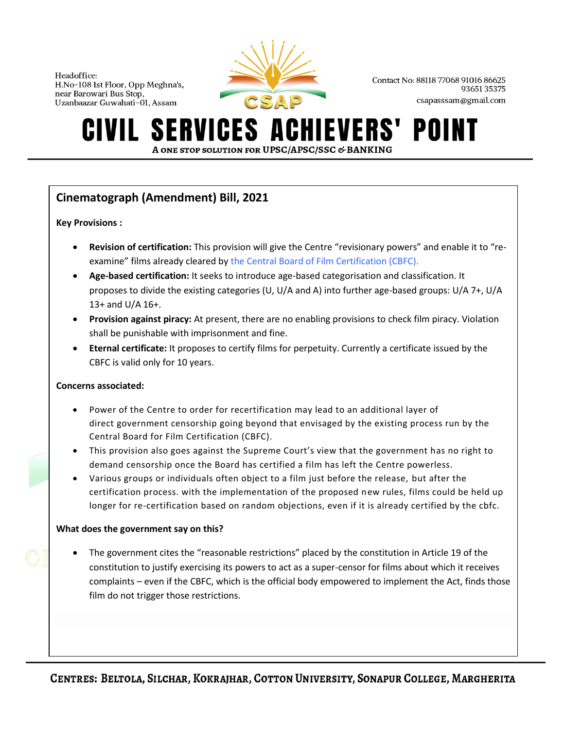## Cinematograph (Amendment) Bill, 2021

**Key Provisions :**

- **Revision of certification:** This provision will give the Centre "revisionary powers" and enable it to "re-examine" films already cleared by the Central Board of Film Certification (CBFC).
- **Age-based certification:** It seeks to introduce age-based categorisation and classification. It proposes to divide the existing categories (U, U/A and A) into further age-based groups: U/A 7+, U/A 13+ and U/A 16+.
- **Provision against piracy:** At present, there are no enabling provisions to check film piracy. Violation shall be punishable with imprisonment and fine.
- **Eternal certificate:** It proposes to certify films for perpetuity. Currently a certificate issued by the CBFC is valid only for 10 years.

**Concerns associated:**

- Power of the Centre to order for recertification may lead to an additional layer of direct government censorship going beyond that envisaged by the existing process run by the Central Board for Film Certification (CBFC).
- This provision also goes against the Supreme Court's view that the government has no right to demand censorship once the Board has certified a film has left the Centre powerless.
- Various groups or individuals often object to a film just before the release, but after the certification process. with the implementation of the proposed new rules, films could be held up longer for re-certification based on random objections, even if it is already certified by the cbfc.

**What does the government say on this?**

- The government cites the "reasonable restrictions" placed by the constitution in Article 19 of the constitution to justify exercising its powers to act as a super-censor for films about which it receives complaints – even if the CBFC, which is the official body empowered to implement the Act, finds those film do not trigger those restrictions.